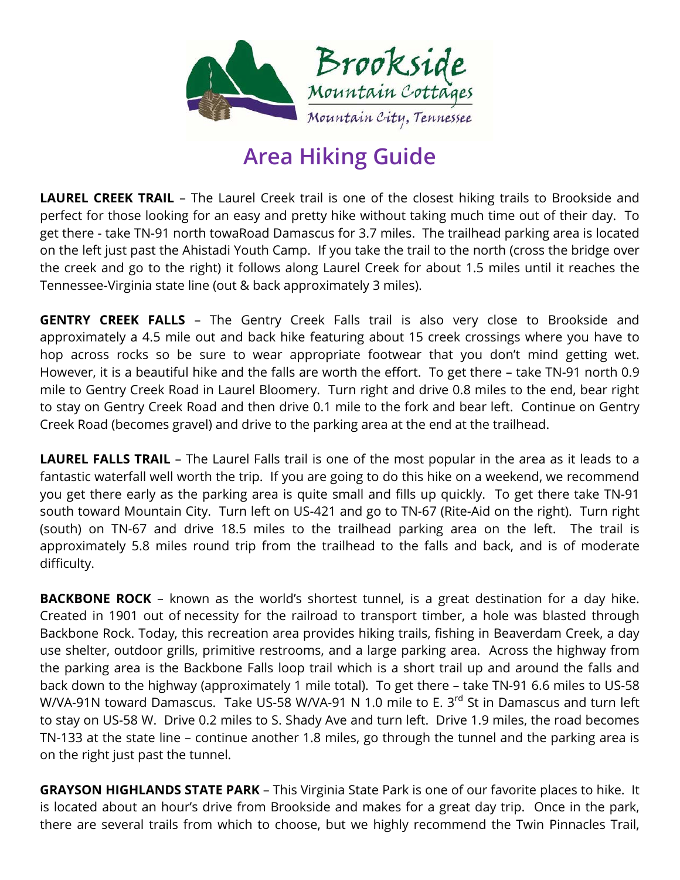Brookside

Mountain Cottages

Mountain City, Tennessee

# Area Hiking Guide

**LAUREL CREEK TRAIL** – The Laurel Creek trail is one of the closest hiking trails to Brookside and perfect for those looking for an easy and pretty hike without taking much time out of their day. To get there - take TN-91 north towaRoad Damascus for 3.7 miles. The trailhead parking area is located on the left just past the Ahistadi Youth Camp. If you take the trail to the north (cross the bridge over the creek and go to the right) it follows along Laurel Creek for about 1.5 miles until it reaches the Tennessee-Virginia state line (out & back approximately 3 miles).

**GENTRY CREEK FALLS** – The Gentry Creek Falls trail is also very close to Brookside and approximately a 4.5 mile out and back hike featuring about 15 creek crossings where you have to hop across rocks so be sure to wear appropriate footwear that you don't mind getting wet. However, it is a beautiful hike and the falls are worth the effort. To get there – take TN-91 north 0.9 mile to Gentry Creek Road in Laurel Bloomery. Turn right and drive 0.8 miles to the end, bear right to stay on Gentry Creek Road and then drive 0.1 mile to the fork and bear left. Continue on Gentry Creek Road (becomes gravel) and drive to the parking area at the end at the trailhead.

**LAUREL FALLS TRAIL** – The Laurel Falls trail is one of the most popular in the area as it leads to a fantastic waterfall well worth the trip. If you are going to do this hike on a weekend, we recommend you get there early as the parking area is quite small and fills up quickly. To get there take TN-91 south toward Mountain City. Turn left on US-421 and go to TN-67 (Rite-Aid on the right). Turn right (south) on TN-67 and drive 18.5 miles to the trailhead parking area on the left. The trail is approximately 5.8 miles round trip from the trailhead to the falls and back, and is of moderate difficulty.

**BACKBONE ROCK** – known as the world's shortest tunnel, is a great destination for a day hike. Created in 1901 out of necessity for the railroad to transport timber, a hole was blasted through Backbone Rock. Today, this recreation area provides hiking trails, fishing in Beaverdam Creek, a day use shelter, outdoor grills, primitive restrooms, and a large parking area. Across the highway from the parking area is the Backbone Falls loop trail which is a short trail up and around the falls and back down to the highway (approximately 1 mile total). To get there – take TN-91 6.6 miles to US-58 W/VA-91N toward Damascus. Take US-58 W/VA-91 N 1.0 mile to E. 3rd St in Damascus and turn left to stay on US-58 W. Drive 0.2 miles to S. Shady Ave and turn left. Drive 1.9 miles, the road becomes TN-133 at the state line – continue another 1.8 miles, go through the tunnel and the parking area is on the right just past the tunnel.

**GRAYSON HIGHLANDS STATE PARK** – This Virginia State Park is one of our favorite places to hike. It is located about an hour's drive from Brookside and makes for a great day trip. Once in the park, there are several trails from which to choose, but we highly recommend the Twin Pinnacles Trail,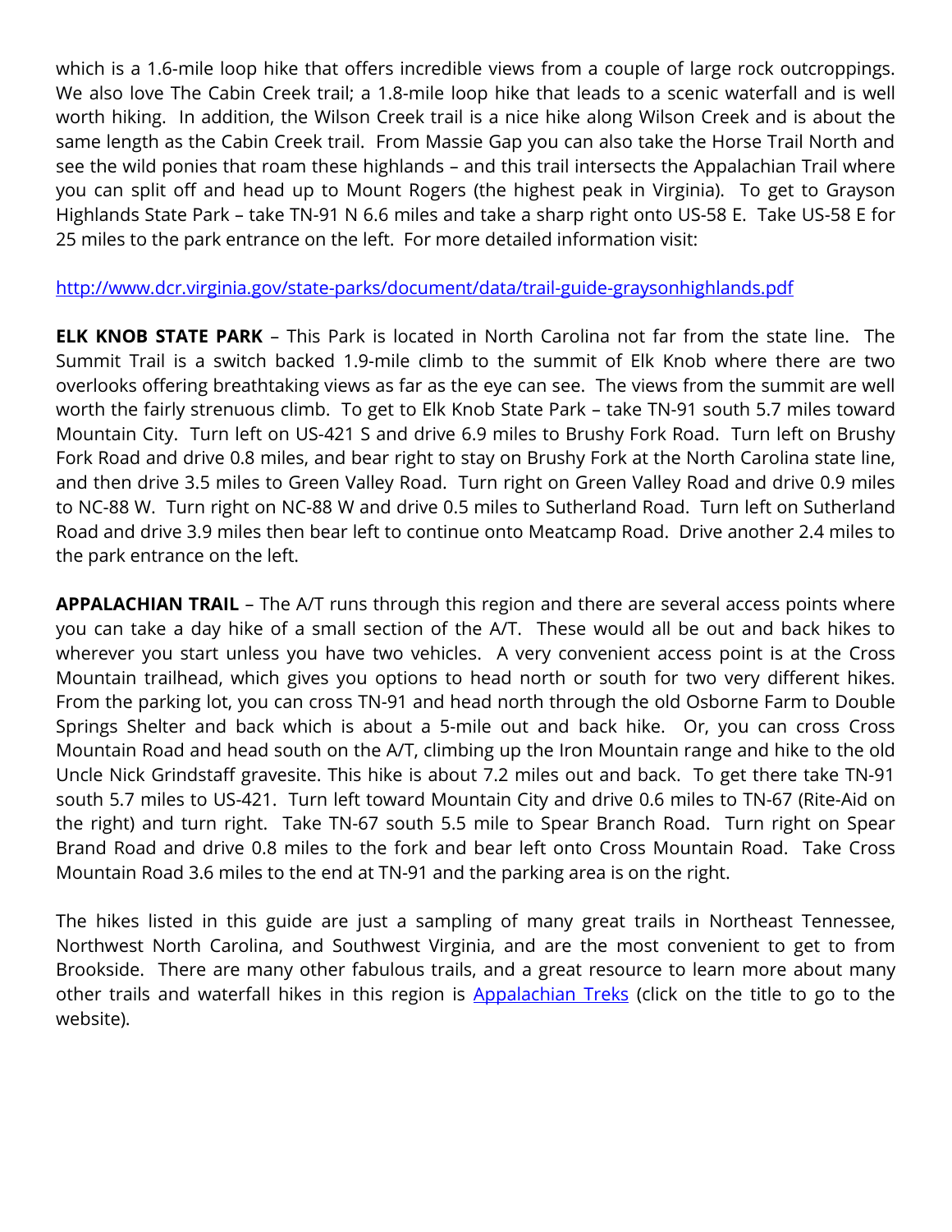which is a 1.6-mile loop hike that offers incredible views from a couple of large rock outcroppings. We also love The Cabin Creek trail; a 1.8-mile loop hike that leads to a scenic waterfall and is well worth hiking. In addition, the Wilson Creek trail is a nice hike along Wilson Creek and is about the same length as the Cabin Creek trail. From Massie Gap you can also take the Horse Trail North and see the wild ponies that roam these highlands – and this trail intersects the Appalachian Trail where you can split off and head up to Mount Rogers (the highest peak in Virginia). To get to Grayson Highlands State Park – take TN-91 N 6.6 miles and take a sharp right onto US-58 E. Take US-58 E for 25 miles to the park entrance on the left. For more detailed information visit:

[http://www.dcr.virginia.gov/state-parks/document/data/trail-guide-graysonhighlands.pdf](http://www.dcr.virginia.gov/state-parks/document/data/trail-guide-graysonhighlands.pdf)

**ELK KNOB STATE PARK** – This Park is located in North Carolina not far from the state line. The Summit Trail is a switch backed 1.9-mile climb to the summit of Elk Knob where there are two overlooks offering breathtaking views as far as the eye can see. The views from the summit are well worth the fairly strenuous climb. To get to Elk Knob State Park – take TN-91 south 5.7 miles toward Mountain City. Turn left on US-421 S and drive 6.9 miles to Brushy Fork Road. Turn left on Brushy Fork Road and drive 0.8 miles, and bear right to stay on Brushy Fork at the North Carolina state line, and then drive 3.5 miles to Green Valley Road. Turn right on Green Valley Road and drive 0.9 miles to NC-88 W. Turn right on NC-88 W and drive 0.5 miles to Sutherland Road. Turn left on Sutherland Road and drive 3.9 miles then bear left to continue onto Meatcamp Road. Drive another 2.4 miles to the park entrance on the left.

**APPALACHIAN TRAIL** – The A/T runs through this region and there are several access points where you can take a day hike of a small section of the A/T. These would all be out and back hikes to wherever you start unless you have two vehicles. A very convenient access point is at the Cross Mountain trailhead, which gives you options to head north or south for two very different hikes. From the parking lot, you can cross TN-91 and head north through the old Osborne Farm to Double Springs Shelter and back which is about a 5-mile out and back hike. Or, you can cross Cross Mountain Road and head south on the A/T, climbing up the Iron Mountain range and hike to the old Uncle Nick Grindstaff gravesite. This hike is about 7.2 miles out and back. To get there take TN-91 south 5.7 miles to US-421. Turn left toward Mountain City and drive 0.6 miles to TN-67 (Rite-Aid on the right) and turn right. Take TN-67 south 5.5 mile to Spear Branch Road. Turn right on Spear Brand Road and drive 0.8 miles to the fork and bear left onto Cross Mountain Road. Take Cross Mountain Road 3.6 miles to the end at TN-91 and the parking area is on the right.

The hikes listed in this guide are just a sampling of many great trails in Northeast Tennessee, Northwest North Carolina, and Southwest Virginia, and are the most convenient to get to from Brookside. There are many other fabulous trails, and a great resource to learn more about many other trails and waterfall hikes in this region is Appalachian Treks (click on the title to go to the website).